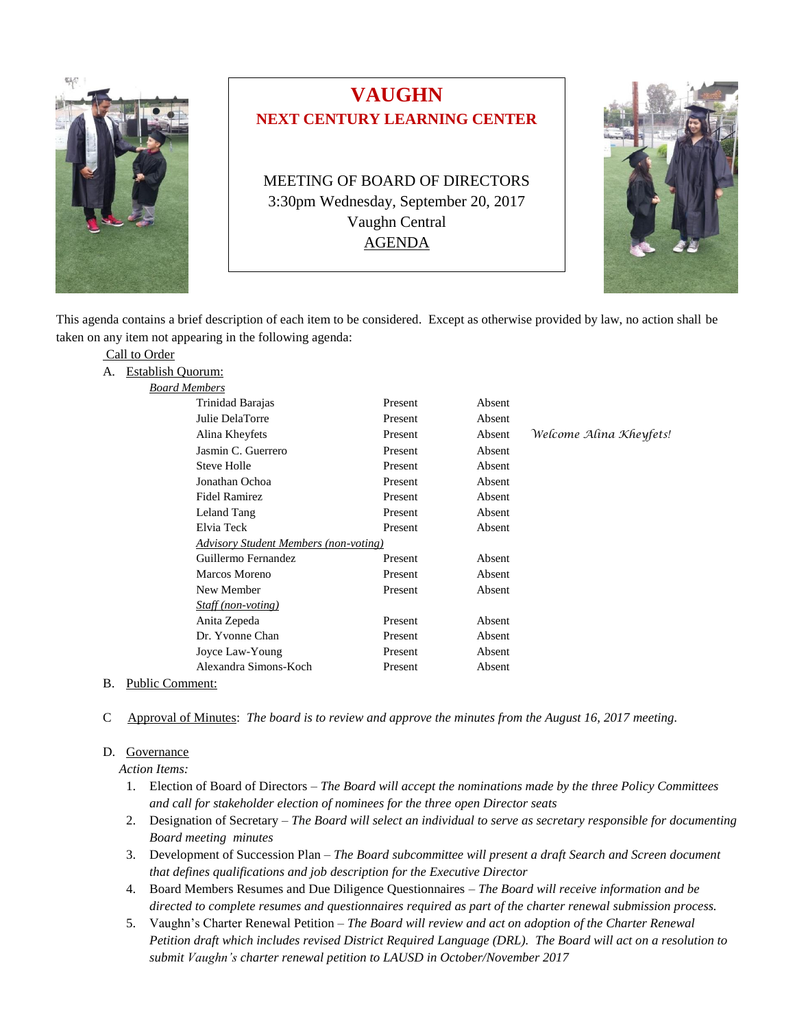# VAUGHN
## NEXT CENTURY LEARNING CENTER

MEETING OF BOARD OF DIRECTORS
3:30pm Wednesday, September 20, 2017
Vaughn Central
AGENDA

This agenda contains a brief description of each item to be considered. Except as otherwise provided by law, no action shall be taken on any item not appearing in the following agenda:

Call to Order

A. Establish Quorum:

| *Board Members* | | | |
|---|---|---|---|
| Trinidad Barajas | Present | Absent | |
| Julie DelaTorre | Present | Absent | |
| Alina Kheyfets | Present | Absent | *Welcome Alina Kheyfets!* |
| Jasmin C. Guerrero | Present | Absent | |
| Steve Holle | Present | Absent | |
| Jonathan Ochoa | Present | Absent | |
| Fidel Ramirez | Present | Absent | |
| Leland Tang | Present | Absent | |
| Elvia Teck | Present | Absent | |
| *Advisory Student Members (non-voting)* | | | |
| Guillermo Fernandez | Present | Absent | |
| Marcos Moreno | Present | Absent | |
| New Member | Present | Absent | |
| *Staff (non-voting)* | | | |
| Anita Zepeda | Present | Absent | |
| Dr. Yvonne Chan | Present | Absent | |
| Joyce Law-Young | Present | Absent | |
| Alexandra Simons-Koch | Present | Absent | |

B. Public Comment:

C Approval of Minutes: *The board is to review and approve the minutes from the August 16, 2017 meeting.*

D. Governance

*Action Items:*

1. Election of Board of Directors – *The Board will accept the nominations made by the three Policy Committees and call for stakeholder election of nominees for the three open Director seats*
2. Designation of Secretary – *The Board will select an individual to serve as secretary responsible for documenting Board meeting minutes*
3. Development of Succession Plan – *The Board subcommittee will present a draft Search and Screen document that defines qualifications and job description for the Executive Director*
4. Board Members Resumes and Due Diligence Questionnaires – *The Board will receive information and be directed to complete resumes and questionnaires required as part of the charter renewal submission process.*
5. Vaughn's Charter Renewal Petition – *The Board will review and act on adoption of the Charter Renewal Petition draft which includes revised District Required Language (DRL). The Board will act on a resolution to submit Vaughn's charter renewal petition to LAUSD in October/November 2017*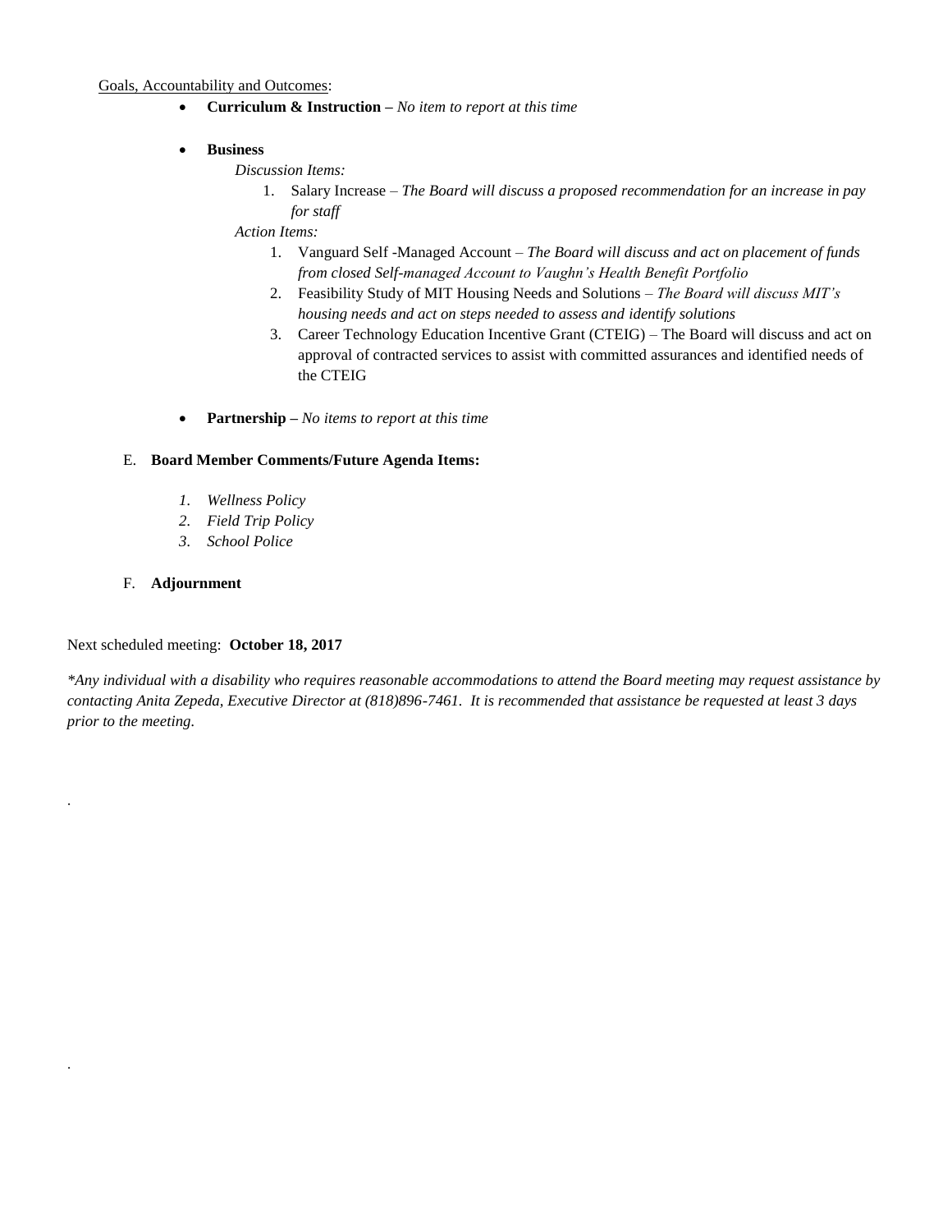Goals, Accountability and Outcomes:

- **Curriculum & Instruction –** *No item to report at this time*

- **Business**

  *Discussion Items:*

  1. Salary Increase – *The Board will discuss a proposed recommendation for an increase in pay for staff*

  *Action Items:*

  1. Vanguard Self -Managed Account – *The Board will discuss and act on placement of funds from closed Self-managed Account to Vaughn's Health Benefit Portfolio*
  2. Feasibility Study of MIT Housing Needs and Solutions – *The Board will discuss MIT's housing needs and act on steps needed to assess and identify solutions*
  3. Career Technology Education Incentive Grant (CTEIG) – The Board will discuss and act on approval of contracted services to assist with committed assurances and identified needs of the CTEIG

- **Partnership –** *No items to report at this time*

E. **Board Member Comments/Future Agenda Items:**

1. *Wellness Policy*
2. *Field Trip Policy*
3. *School Police*

F. **Adjournment**

Next scheduled meeting: **October 18, 2017**

*\*Any individual with a disability who requires reasonable accommodations to attend the Board meeting may request assistance by contacting Anita Zepeda, Executive Director at (818)896-7461. It is recommended that assistance be requested at least 3 days prior to the meeting.*

.

.